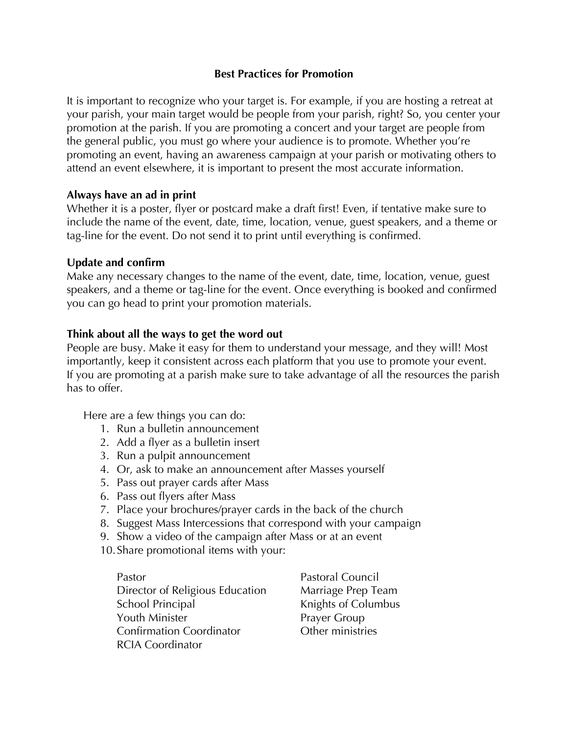# Best Practices for Promotion

It is important to recognize who your target is. For example, if you are hosting a retreat at your parish, your main target would be people from your parish, right? So, you center your promotion at the parish. If you are promoting a concert and your target are people from the general public, you must go where your audience is to promote. Whether you're promoting an event, having an awareness campaign at your parish or motivating others to attend an event elsewhere, it is important to present the most accurate information.

### Always have an ad in print

Whether it is a poster, flyer or postcard make a draft first! Even, if tentative make sure to include the name of the event, date, time, location, venue, guest speakers, and a theme or tag-line for the event. Do not send it to print until everything is confirmed.

### Update and confirm

Make any necessary changes to the name of the event, date, time, location, venue, guest speakers, and a theme or tag-line for the event. Once everything is booked and confirmed you can go head to print your promotion materials.

### Think about all the ways to get the word out

People are busy. Make it easy for them to understand your message, and they will! Most importantly, keep it consistent across each platform that you use to promote your event. If you are promoting at a parish make sure to take advantage of all the resources the parish has to offer.

Here are a few things you can do:

1. Run a bulletin announcement
2. Add a flyer as a bulletin insert
3. Run a pulpit announcement
4. Or, ask to make an announcement after Masses yourself
5. Pass out prayer cards after Mass
6. Pass out flyers after Mass
7. Place your brochures/prayer cards in the back of the church
8. Suggest Mass Intercessions that correspond with your campaign
9. Show a video of the campaign after Mass or at an event
10. Share promotional items with your:

    - Pastor
    - Director of Religious Education
    - School Principal
    - Youth Minister
    - Confirmation Coordinator
    - RCIA Coordinator
    - Pastoral Council
    - Marriage Prep Team
    - Knights of Columbus
    - Prayer Group
    - Other ministries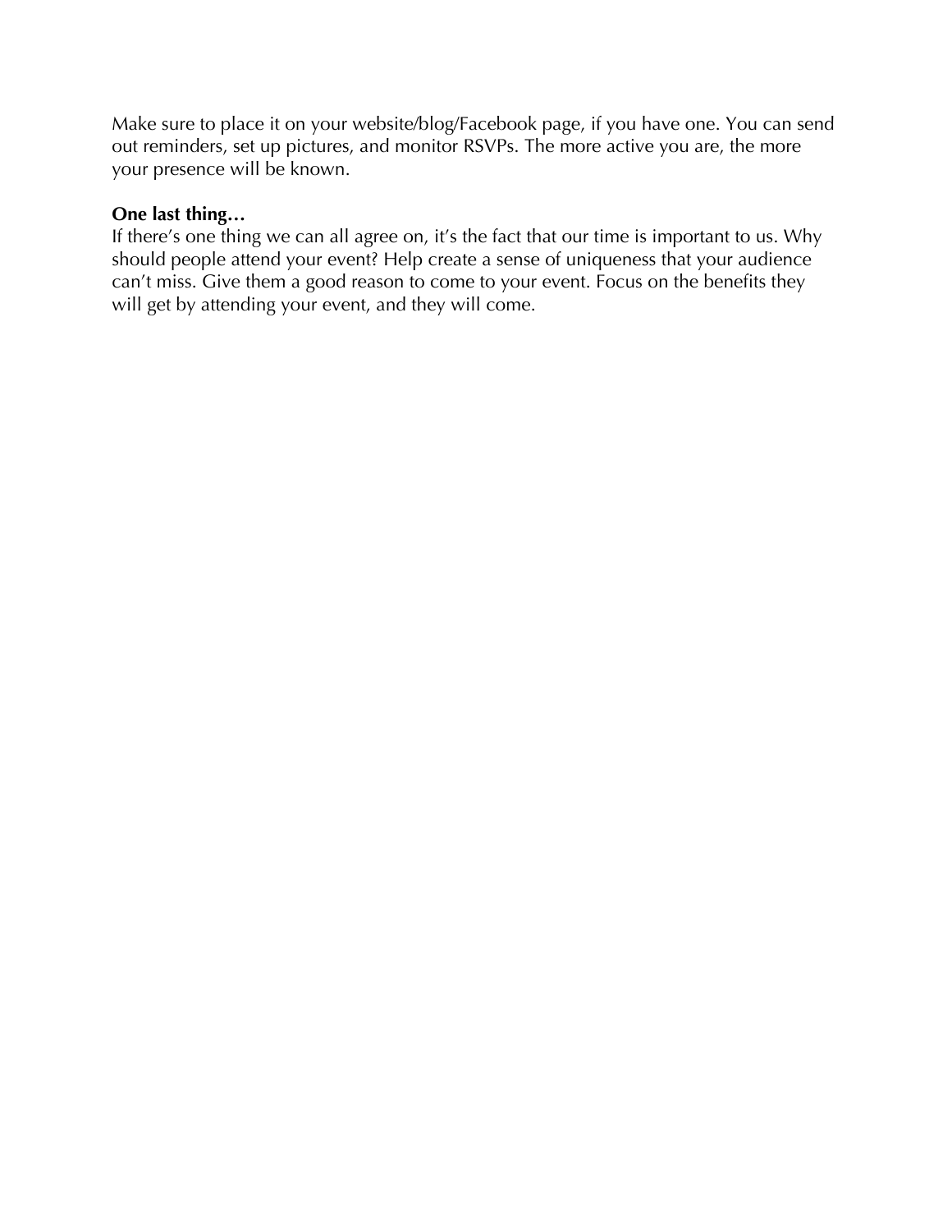Make sure to place it on your website/blog/Facebook page, if you have one. You can send out reminders, set up pictures, and monitor RSVPs. The more active you are, the more your presence will be known.

**One last thing…**

If there's one thing we can all agree on, it's the fact that our time is important to us. Why should people attend your event? Help create a sense of uniqueness that your audience can't miss. Give them a good reason to come to your event. Focus on the benefits they will get by attending your event, and they will come.